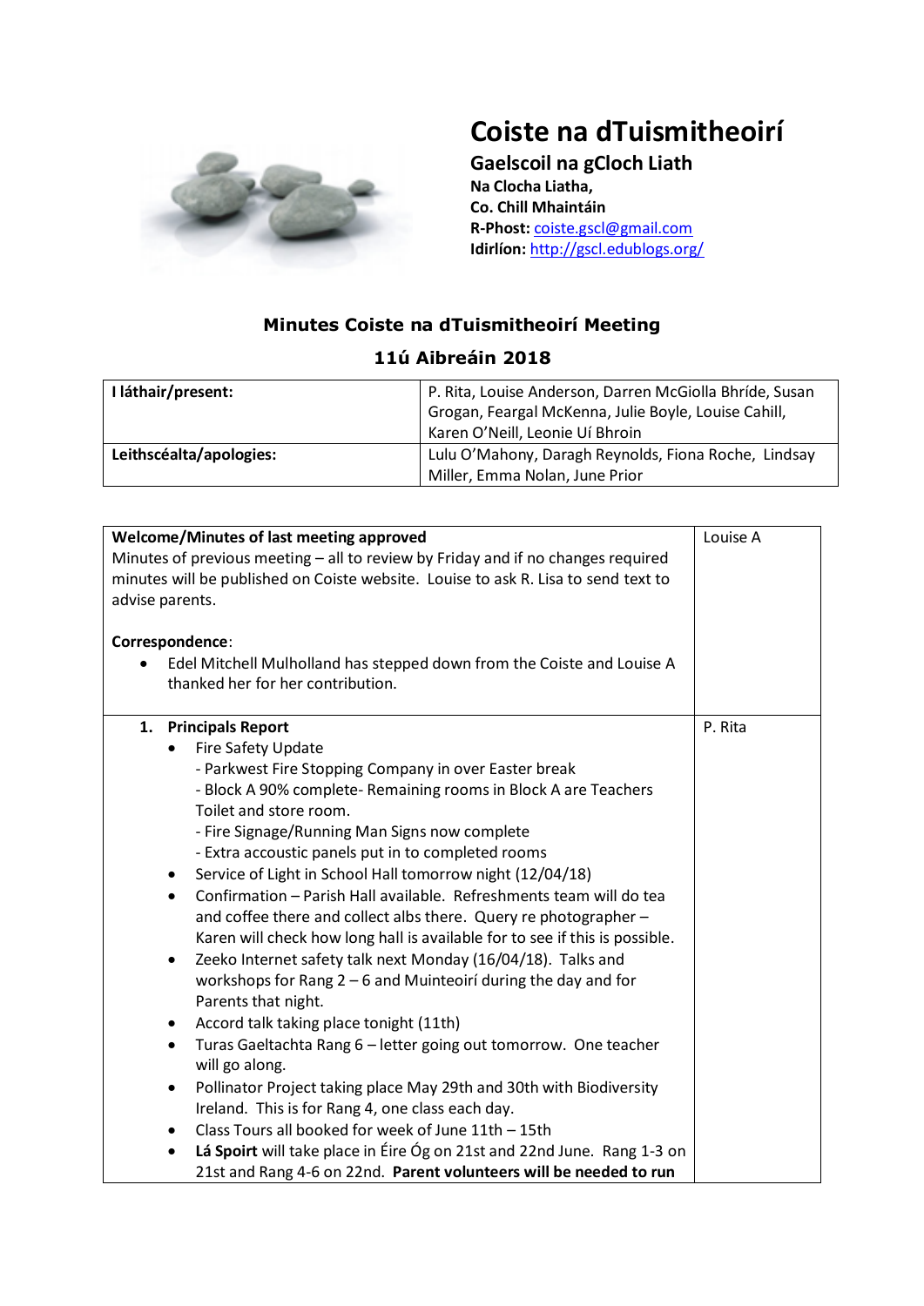# Coiste na dTuismitheoirí

## Gaelscoil na gCloch Liath

**Na Clocha Liatha,**
**Co. Chill Mhaintáin**
**R-Phost:** coiste.gscl@gmail.com
**Idirlíon:** http://gscl.edublogs.org/

## Minutes Coiste na dTuismitheoirí Meeting

### 11ú Aibreáin 2018

| I láthair/present: | P. Rita, Louise Anderson, Darren McGiolla Bhríde, Susan Grogan, Feargal McKenna, Julie Boyle, Louise Cahill, Karen O'Neill, Leonie Uí Bhroin |
|---|---|
| Leithscéalta/apologies: | Lulu O'Mahony, Daragh Reynolds, Fiona Roche, Lindsay Miller, Emma Nolan, June Prior |

| | |
|---|---|
| **Welcome/Minutes of last meeting approved**<br>Minutes of previous meeting – all to review by Friday and if no changes required minutes will be published on Coiste website. Louise to ask R. Lisa to send text to advise parents.<br><br>**Correspondence**:<br>• Edel Mitchell Mulholland has stepped down from the Coiste and Louise A thanked her for her contribution. | Louise A |
| **1. Principals Report**<br>• Fire Safety Update<br>- Parkwest Fire Stopping Company in over Easter break<br>- Block A 90% complete- Remaining rooms in Block A are Teachers Toilet and store room.<br>- Fire Signage/Running Man Signs now complete<br>- Extra accoustic panels put in to completed rooms<br>• Service of Light in School Hall tomorrow night (12/04/18)<br>• Confirmation – Parish Hall available. Refreshments team will do tea and coffee there and collect albs there. Query re photographer – Karen will check how long hall is available for to see if this is possible.<br>• Zeeko Internet safety talk next Monday (16/04/18). Talks and workshops for Rang 2 – 6 and Muinteoirí during the day and for Parents that night.<br>• Accord talk taking place tonight (11th)<br>• Turas Gaeltachta Rang 6 – letter going out tomorrow. One teacher will go along.<br>• Pollinator Project taking place May 29th and 30th with Biodiversity Ireland. This is for Rang 4, one class each day.<br>• Class Tours all booked for week of June 11th – 15th<br>• **Lá Spoirt** will take place in Éire Óg on 21st and 22nd June. Rang 1-3 on 21st and Rang 4-6 on 22nd. **Parent volunteers will be needed to run** | P. Rita |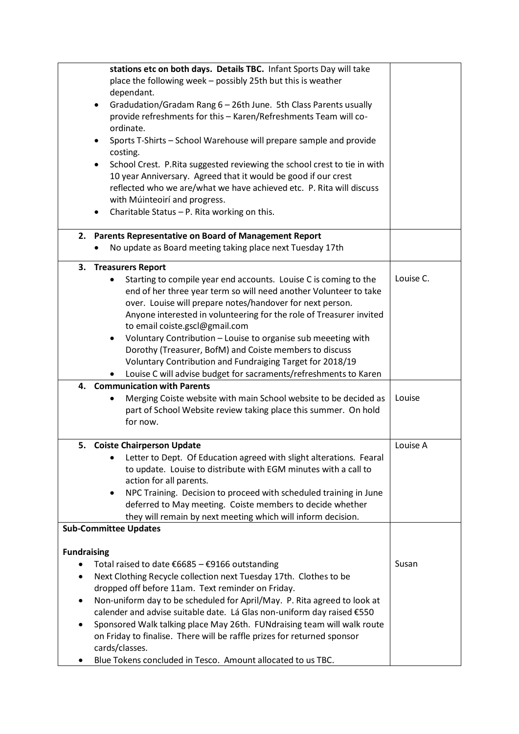| | |
|---|---|
| **stations etc on both days. Details TBC.** Infant Sports Day will take place the following week – possibly 25th but this is weather dependant.<br>• Gradudation/Gradam Rang 6 – 26th June. 5th Class Parents usually provide refreshments for this – Karen/Refreshments Team will co-ordinate.<br>• Sports T-Shirts – School Warehouse will prepare sample and provide costing.<br>• School Crest. P.Rita suggested reviewing the school crest to tie in with 10 year Anniversary. Agreed that it would be good if our crest reflected who we are/what we have achieved etc. P. Rita will discuss with Múinteoirí and progress.<br>• Charitable Status – P. Rita working on this. | |
| **2. Parents Representative on Board of Management Report**<br>• No update as Board meeting taking place next Tuesday 17th | |
| **3. Treasurers Report**<br>• Starting to compile year end accounts. Louise C is coming to the end of her three year term so will need another Volunteer to take over. Louise will prepare notes/handover for next person. Anyone interested in volunteering for the role of Treasurer invited to email coiste.gscl@gmail.com<br>• Voluntary Contribution – Louise to organise sub meeeting with Dorothy (Treasurer, BofM) and Coiste members to discuss Voluntary Contribution and Fundraiging Target for 2018/19<br>• Louise C will advise budget for sacraments/refreshments to Karen | Louise C. |
| **4. Communication with Parents**<br>• Merging Coiste website with main School website to be decided as part of School Website review taking place this summer. On hold for now. | Louise |
| **5. Coiste Chairperson Update**<br>• Letter to Dept. Of Education agreed with slight alterations. Fearal to update. Louise to distribute with EGM minutes with a call to action for all parents.<br>• NPC Training. Decision to proceed with scheduled training in June deferred to May meeting. Coiste members to decide whether they will remain by next meeting which will inform decision. | Louise A |
| **Sub-Committee Updates**<br><br>**Fundraising**<br>• Total raised to date €6685 – €9166 outstanding<br>• Next Clothing Recycle collection next Tuesday 17th. Clothes to be dropped off before 11am. Text reminder on Friday.<br>• Non-uniform day to be scheduled for April/May. P. Rita agreed to look at calender and advise suitable date. Lá Glas non-uniform day raised €550<br>• Sponsored Walk talking place May 26th. FUNdraising team will walk route on Friday to finalise. There will be raffle prizes for returned sponsor cards/classes.<br>• Blue Tokens concluded in Tesco. Amount allocated to us TBC. | Susan |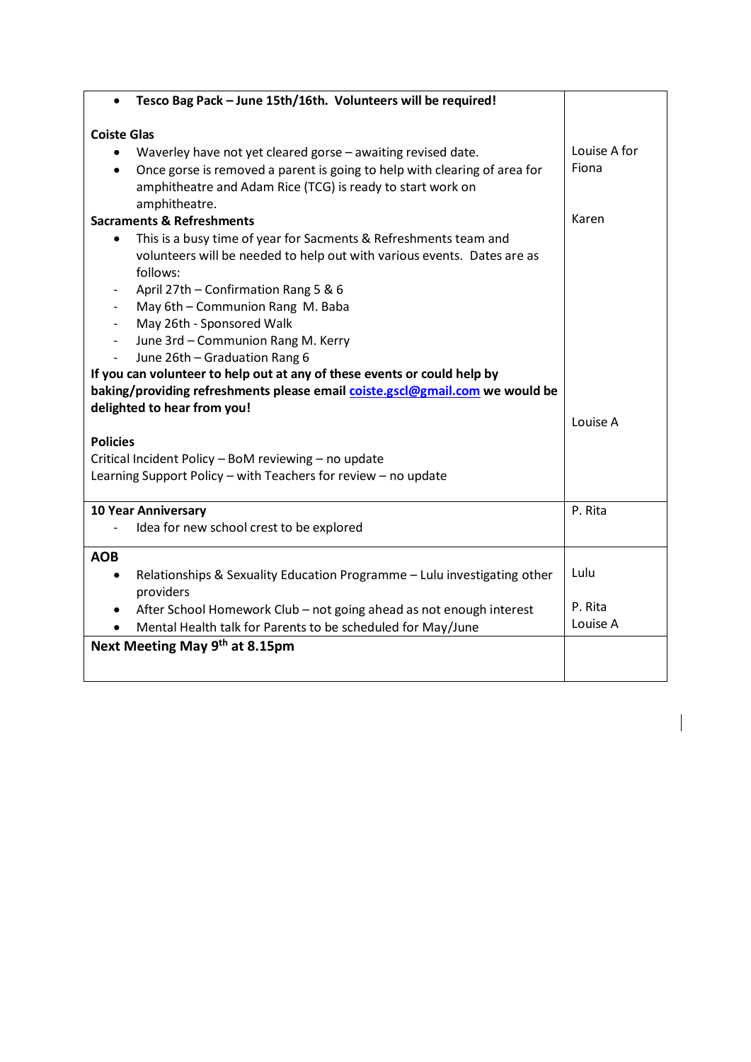| | |
|---|---|
| • **Tesco Bag Pack – June 15th/16th. Volunteers will be required!**<br><br>**Coiste Glas**<br>• Waverley have not yet cleared gorse – awaiting revised date.<br>• Once gorse is removed a parent is going to help with clearing of area for amphitheatre and Adam Rice (TCG) is ready to start work on amphitheatre.<br>**Sacraments & Refreshments**<br>• This is a busy time of year for Sacments & Refreshments team and volunteers will be needed to help out with various events. Dates are as follows:<br>- April 27th – Confirmation Rang 5 & 6<br>- May 6th – Communion Rang M. Baba<br>- May 26th - Sponsored Walk<br>- June 3rd – Communion Rang M. Kerry<br>- June 26th – Graduation Rang 6<br>**If you can volunteer to help out at any of these events or could help by baking/providing refreshments please email coiste.gscl@gmail.com we would be delighted to hear from you!**<br><br>**Policies**<br>Critical Incident Policy – BoM reviewing – no update<br>Learning Support Policy – with Teachers for review – no update | Louise A for Fiona<br><br>Karen<br><br>Louise A |
| **10 Year Anniversary**<br>- Idea for new school crest to be explored | P. Rita |
| **AOB**<br>• Relationships & Sexuality Education Programme – Lulu investigating other providers<br>• After School Homework Club – not going ahead as not enough interest<br>• Mental Health talk for Parents to be scheduled for May/June | Lulu<br><br>P. Rita<br>Louise A |
| **Next Meeting May 9th at 8.15pm** | |